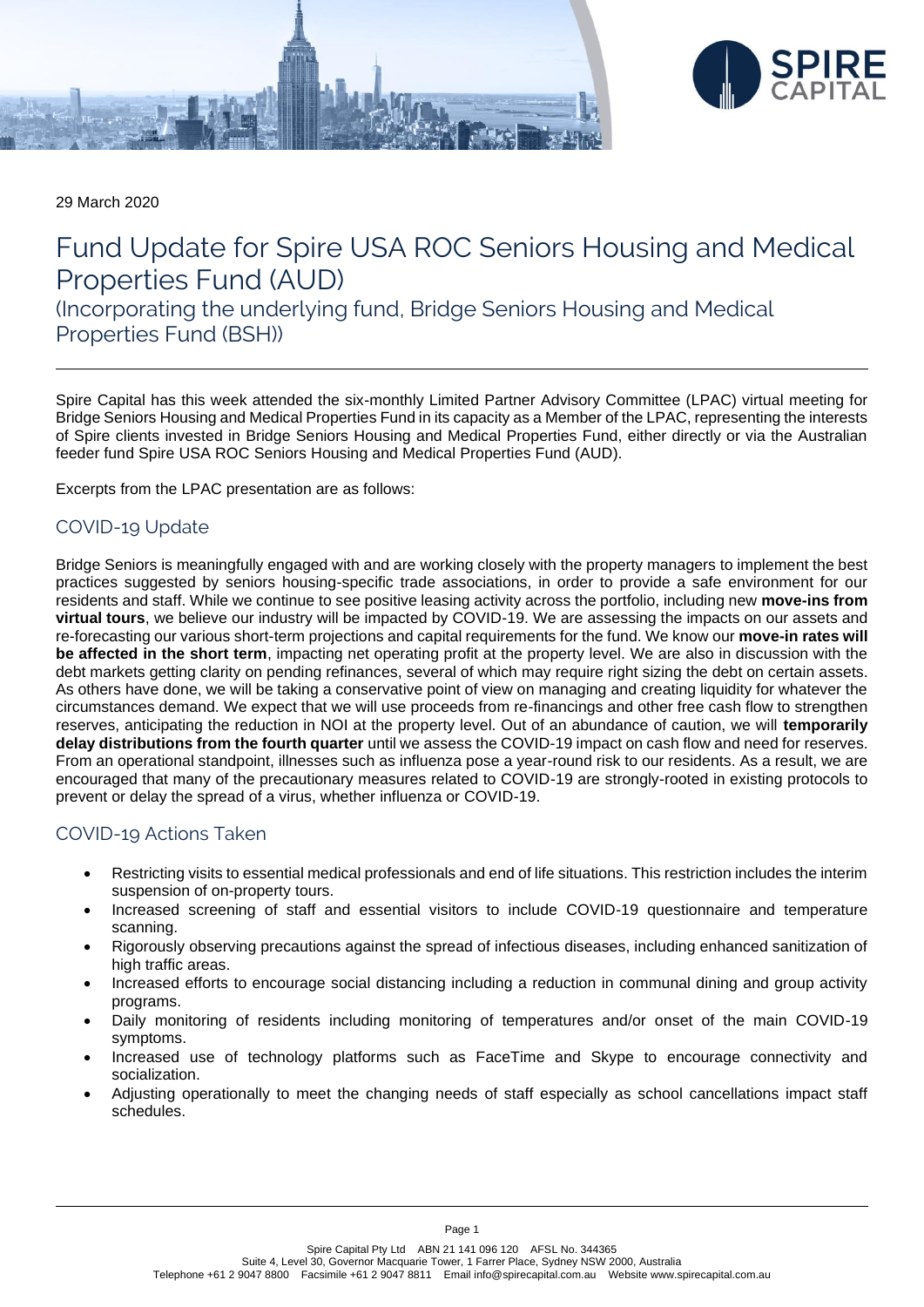29 March 2020

# Fund Update for Spire USA ROC Seniors Housing and Medical Properties Fund (AUD)

(Incorporating the underlying fund, Bridge Seniors Housing and Medical Properties Fund (BSH))

Spire Capital has this week attended the six-monthly Limited Partner Advisory Committee (LPAC) virtual meeting for Bridge Seniors Housing and Medical Properties Fund in its capacity as a Member of the LPAC, representing the interests of Spire clients invested in Bridge Seniors Housing and Medical Properties Fund, either directly or via the Australian feeder fund Spire USA ROC Seniors Housing and Medical Properties Fund (AUD).

Excerpts from the LPAC presentation are as follows:

## COVID-19 Update

Bridge Seniors is meaningfully engaged with and are working closely with the property managers to implement the best practices suggested by seniors housing-specific trade associations, in order to provide a safe environment for our residents and staff. While we continue to see positive leasing activity across the portfolio, including new **move-ins from virtual tours**, we believe our industry will be impacted by COVID-19. We are assessing the impacts on our assets and re-forecasting our various short-term projections and capital requirements for the fund. We know our **move-in rates will be affected in the short term**, impacting net operating profit at the property level. We are also in discussion with the debt markets getting clarity on pending refinances, several of which may require right sizing the debt on certain assets. As others have done, we will be taking a conservative point of view on managing and creating liquidity for whatever the circumstances demand. We expect that we will use proceeds from re-financings and other free cash flow to strengthen reserves, anticipating the reduction in NOI at the property level. Out of an abundance of caution, we will **temporarily delay distributions from the fourth quarter** until we assess the COVID-19 impact on cash flow and need for reserves. From an operational standpoint, illnesses such as influenza pose a year-round risk to our residents. As a result, we are encouraged that many of the precautionary measures related to COVID-19 are strongly-rooted in existing protocols to prevent or delay the spread of a virus, whether influenza or COVID-19.

## COVID-19 Actions Taken

- Restricting visits to essential medical professionals and end of life situations. This restriction includes the interim suspension of on-property tours.
- Increased screening of staff and essential visitors to include COVID-19 questionnaire and temperature scanning.
- Rigorously observing precautions against the spread of infectious diseases, including enhanced sanitization of high traffic areas.
- Increased efforts to encourage social distancing including a reduction in communal dining and group activity programs.
- Daily monitoring of residents including monitoring of temperatures and/or onset of the main COVID-19 symptoms.
- Increased use of technology platforms such as FaceTime and Skype to encourage connectivity and socialization.
- Adjusting operationally to meet the changing needs of staff especially as school cancellations impact staff schedules.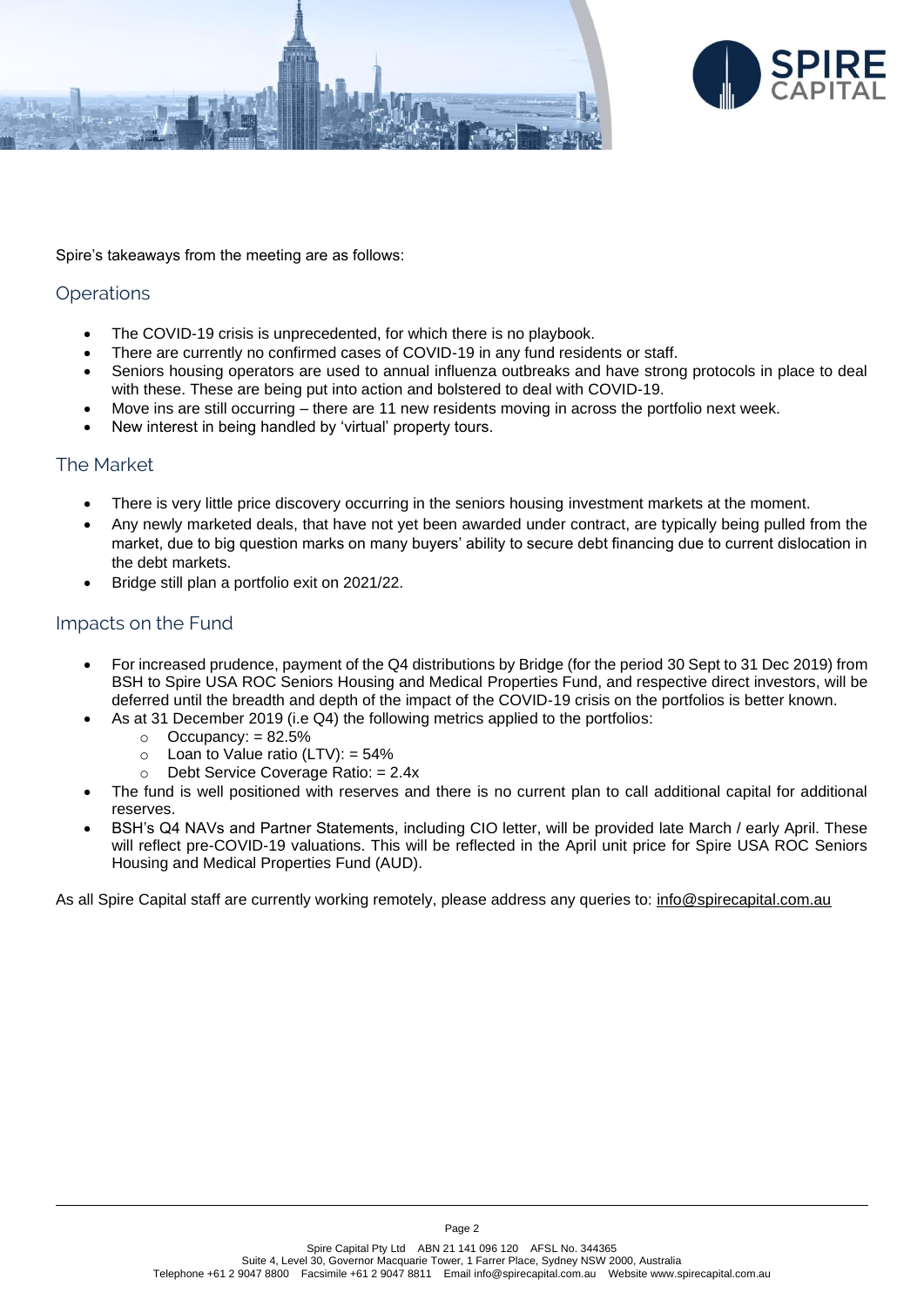Spire's takeaways from the meeting are as follows:

## Operations

- The COVID-19 crisis is unprecedented, for which there is no playbook.
- There are currently no confirmed cases of COVID-19 in any fund residents or staff.
- Seniors housing operators are used to annual influenza outbreaks and have strong protocols in place to deal with these. These are being put into action and bolstered to deal with COVID-19.
- Move ins are still occurring – there are 11 new residents moving in across the portfolio next week.
- New interest in being handled by 'virtual' property tours.

## The Market

- There is very little price discovery occurring in the seniors housing investment markets at the moment.
- Any newly marketed deals, that have not yet been awarded under contract, are typically being pulled from the market, due to big question marks on many buyers' ability to secure debt financing due to current dislocation in the debt markets.
- Bridge still plan a portfolio exit on 2021/22.

## Impacts on the Fund

- For increased prudence, payment of the Q4 distributions by Bridge (for the period 30 Sept to 31 Dec 2019) from BSH to Spire USA ROC Seniors Housing and Medical Properties Fund, and respective direct investors, will be deferred until the breadth and depth of the impact of the COVID-19 crisis on the portfolios is better known.
- As at 31 December 2019 (i.e Q4) the following metrics applied to the portfolios:
  - Occupancy: = 82.5%
  - Loan to Value ratio (LTV): = 54%
  - Debt Service Coverage Ratio: = 2.4x
- The fund is well positioned with reserves and there is no current plan to call additional capital for additional reserves.
- BSH's Q4 NAVs and Partner Statements, including CIO letter, will be provided late March / early April. These will reflect pre-COVID-19 valuations. This will be reflected in the April unit price for Spire USA ROC Seniors Housing and Medical Properties Fund (AUD).

As all Spire Capital staff are currently working remotely, please address any queries to: info@spirecapital.com.au

Spire Capital Pty Ltd ABN 21 141 096 120 AFSL No. 344365
Suite 4, Level 30, Governor Macquarie Tower, 1 Farrer Place, Sydney NSW 2000, Australia
Telephone +61 2 9047 8800 Facsimile +61 2 9047 8811 Email info@spirecapital.com.au Website www.spirecapital.com.au